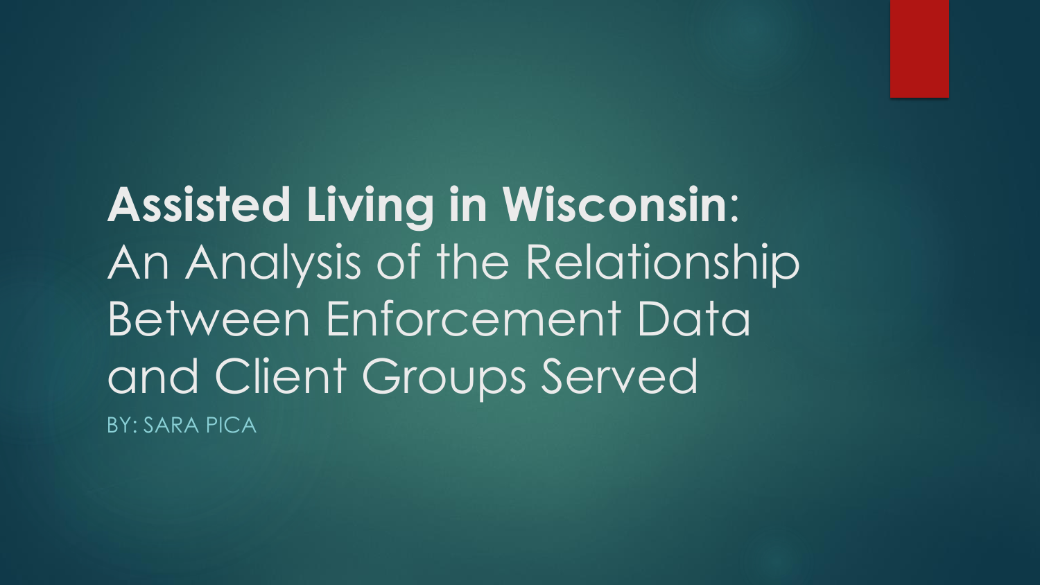# **Assisted Living in Wisconsin**: An Analysis of the Relationship Between Enforcement Data and Client Groups Served

BY: SARA PICA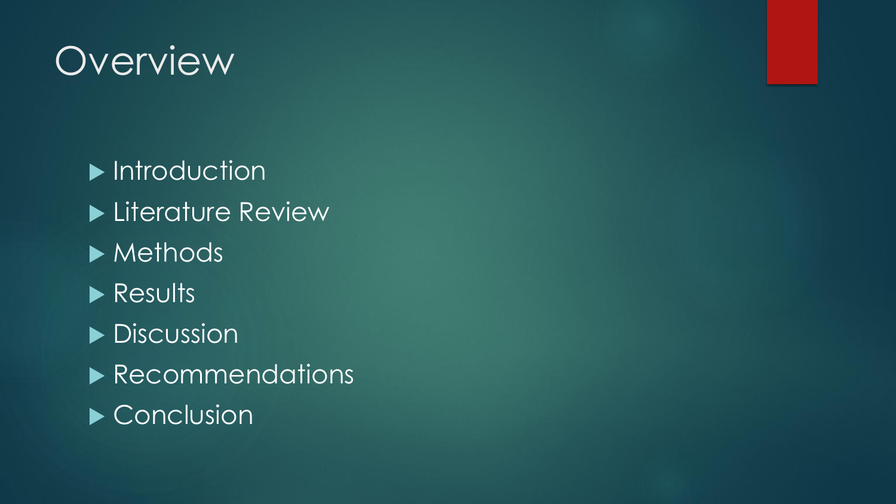# Overview

- Introduction
- Literature Review
- Methods
- Results
- Discussion
- Recommendations
- Conclusion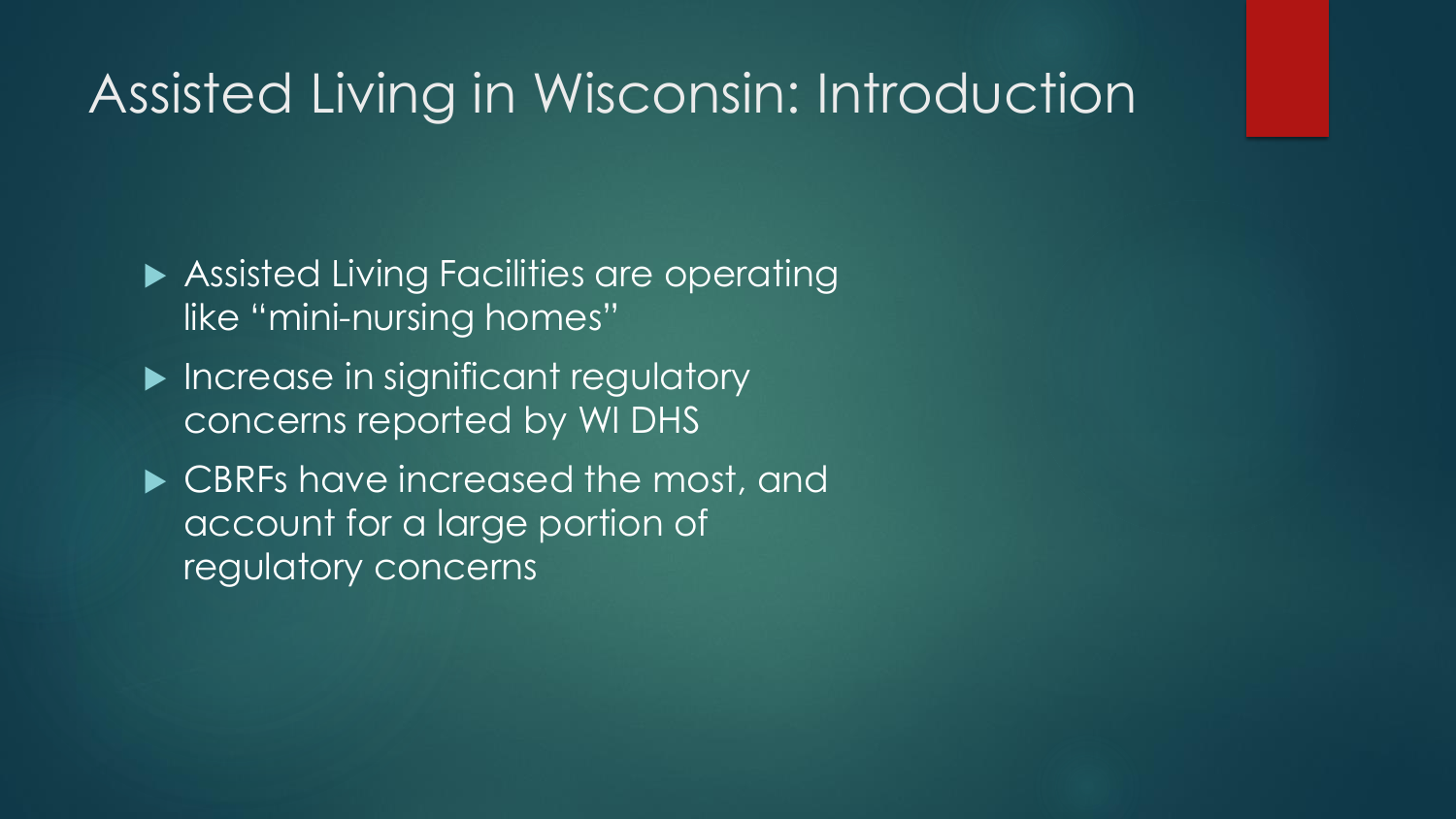# Assisted Living in Wisconsin: Introduction

- Assisted Living Facilities are operating like "mini-nursing homes"
- Increase in significant regulatory concerns reported by WI DHS
- CBRFs have increased the most, and account for a large portion of regulatory concerns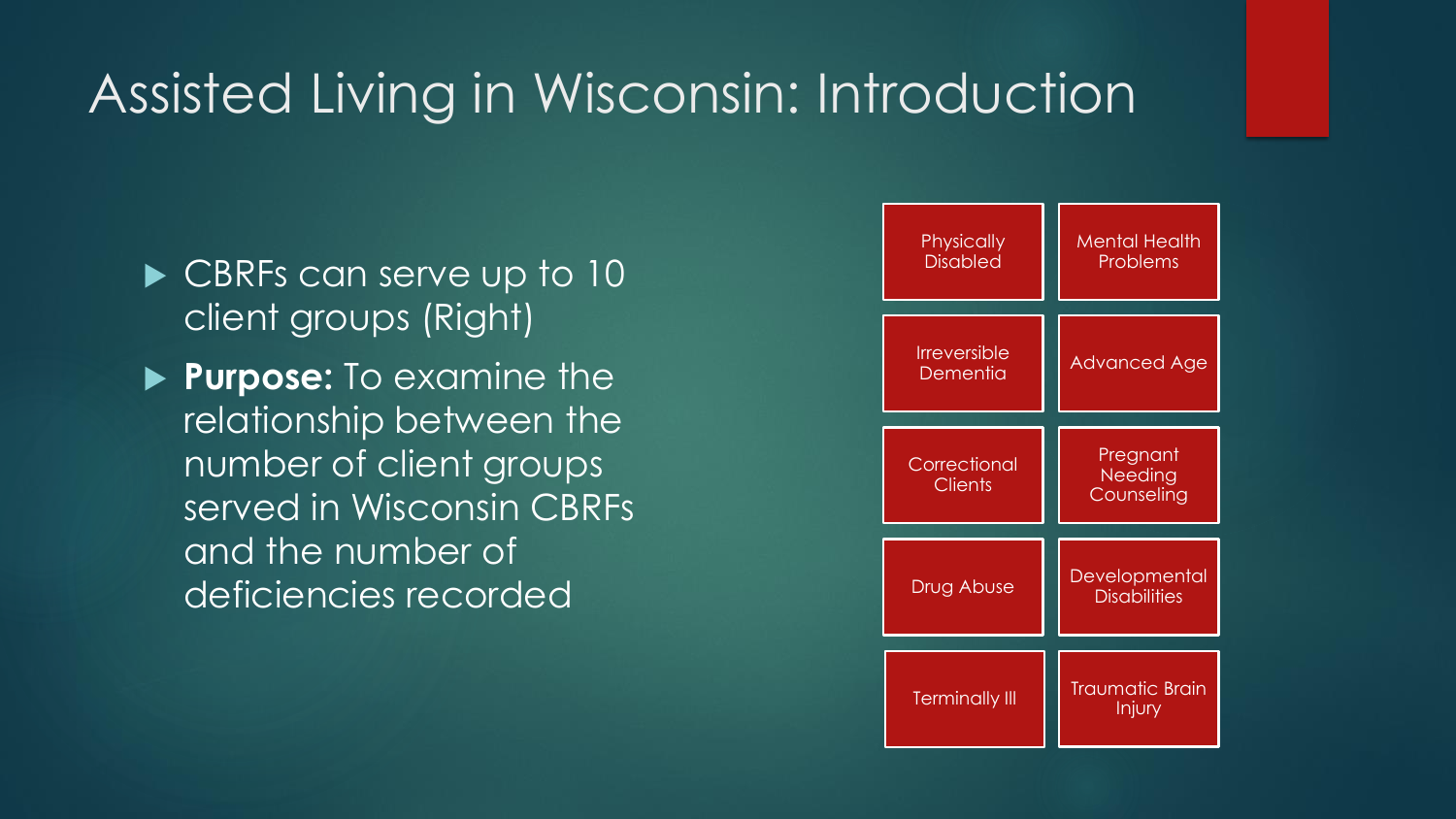# Assisted Living in Wisconsin: Introduction

- CBRFs can serve up to 10 client groups (Right)
- **Purpose:** To examine the relationship between the number of client groups served in Wisconsin CBRFs and the number of deficiencies recorded

| | |
|---|---|
| Physically Disabled | Mental Health Problems |
| Irreversible Dementia | Advanced Age |
| Correctional Clients | Pregnant Needing Counseling |
| Drug Abuse | Developmental Disabilities |
| Terminally Ill | Traumatic Brain Injury |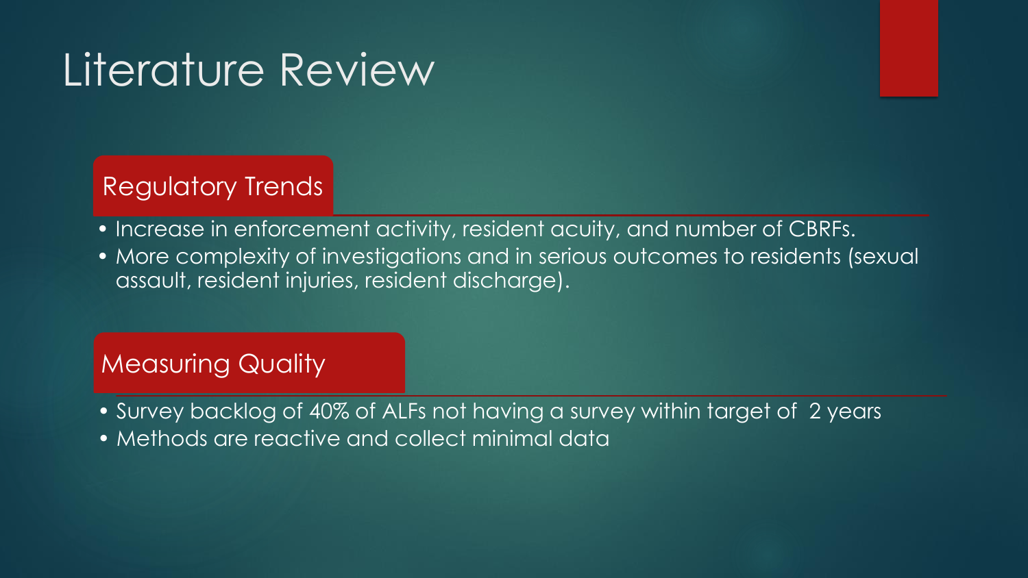# Literature Review

## Regulatory Trends

- Increase in enforcement activity, resident acuity, and number of CBRFs.
- More complexity of investigations and in serious outcomes to residents (sexual assault, resident injuries, resident discharge).

## Measuring Quality

- Survey backlog of 40% of ALFs not having a survey within target of 2 years
- Methods are reactive and collect minimal data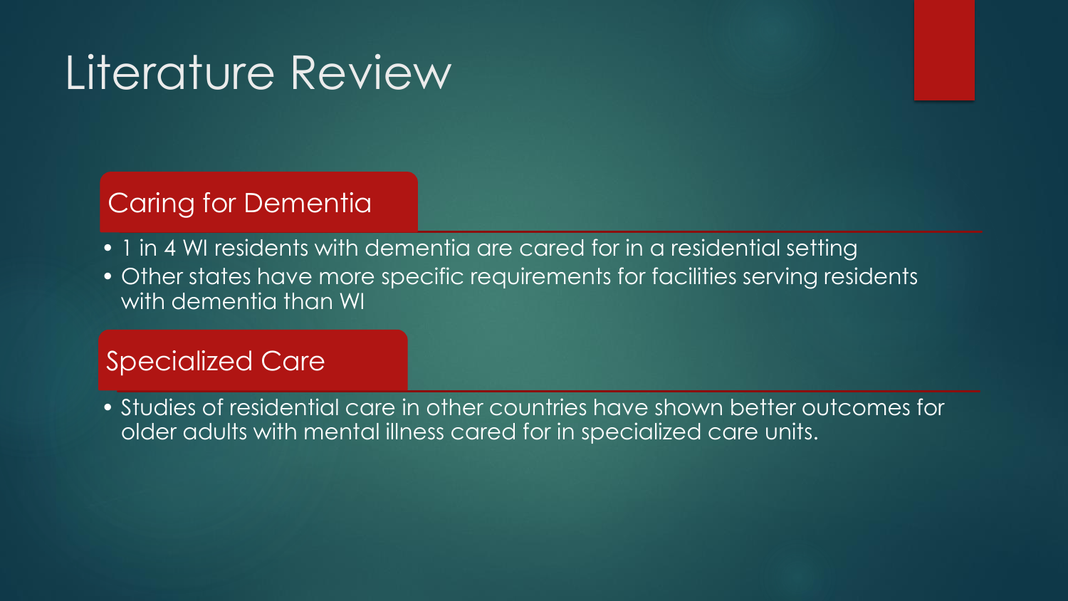# Literature Review

## Caring for Dementia

- 1 in 4 WI residents with dementia are cared for in a residential setting
- Other states have more specific requirements for facilities serving residents with dementia than WI

## Specialized Care

- Studies of residential care in other countries have shown better outcomes for older adults with mental illness cared for in specialized care units.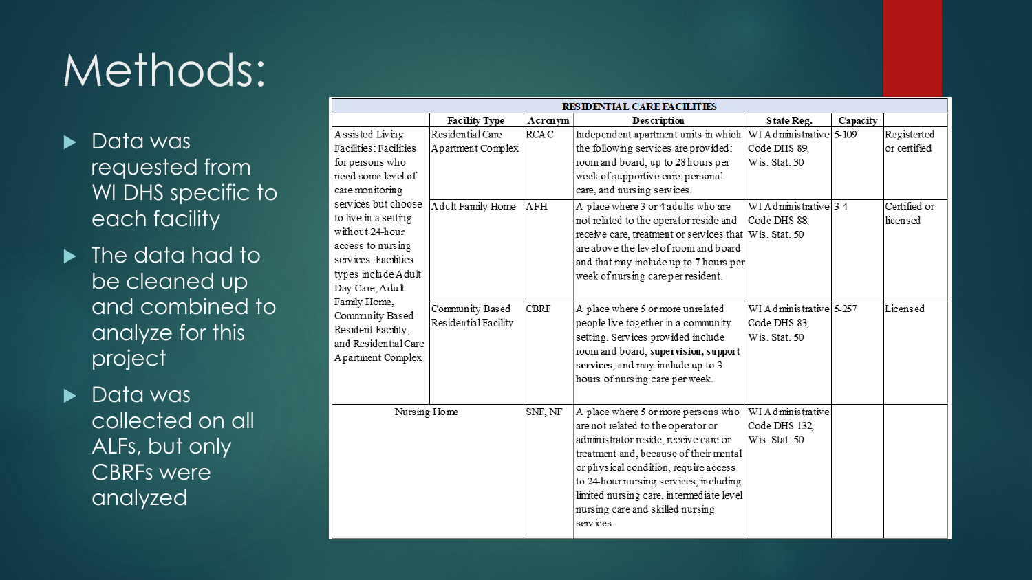# Methods:

- Data was requested from WI DHS specific to each facility
- The data had to be cleaned up and combined to analyze for this project
- Data was collected on all ALFs, but only CBRFs were analyzed

| RESIDENTIAL CARE FACILITIES | | | | | | |
|---|---|---|---|---|---|---|
| | Facility Type | Acronym | Description | State Reg. | Capacity | |
| Assisted Living Facilities: Facilities for persons who need some level of care monitoring services but choose to live in a setting without 24-hour access to nursing services. Facilities types include Adult Day Care, Adult Family Home, Community Based Resident Facility, and Residential Care Apartment Complex | Residential Care Apartment Complex | RCAC | Independent apartment units in which the following services are provided: room and board, up to 28 hours per week of supportive care, personal care, and nursing services. | WI Administrative Code DHS 89, Wis. Stat. 30 | 5-109 | Registerted or certified |
| | Adult Family Home | AFH | A place where 3 or 4 adults who are not related to the operator reside and receive care, treatment or services that are above the level of room and board and that may include up to 7 hours per week of nursing care per resident. | WI Administrative Code DHS 88, Wis. Stat. 50 | 3-4 | Certified or licensed |
| | Community Based Residential Facility | CBRF | A place where 5 or more unrelated people live together in a community setting. Services provided include room and board, **supervision, support services**, and may include up to 3 hours of nursing care per week. | WI Administrative Code DHS 83, Wis. Stat. 50 | 5-257 | Licensed |
| Nursing Home | | SNF, NF | A place where 5 or more persons who are not related to the operator or administrator reside, receive care or treatment and, because of their mental or physical condition, require access to 24-hour nursing services, including limited nursing care, intermediate level nursing care and skilled nursing services. | WI Administrative Code DHS 132, Wis. Stat. 50 | | |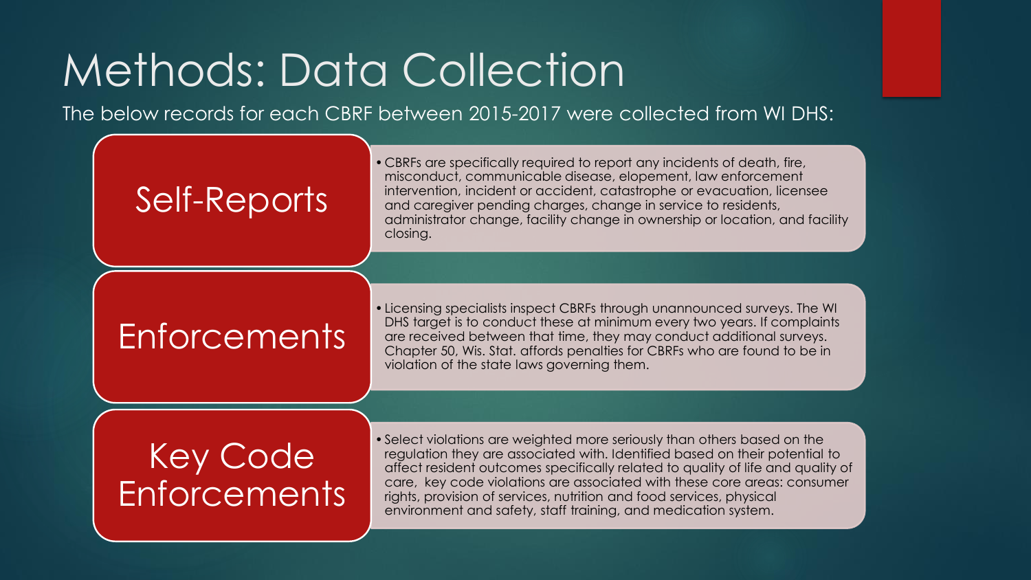# Methods: Data Collection

The below records for each CBRF between 2015-2017 were collected from WI DHS:

## Self-Reports

- CBRFs are specifically required to report any incidents of death, fire, misconduct, communicable disease, elopement, law enforcement intervention, incident or accident, catastrophe or evacuation, licensee and caregiver pending charges, change in service to residents, administrator change, facility change in ownership or location, and facility closing.

## Enforcements

- Licensing specialists inspect CBRFs through unannounced surveys. The WI DHS target is to conduct these at minimum every two years. If complaints are received between that time, they may conduct additional surveys. Chapter 50, Wis. Stat. affords penalties for CBRFs who are found to be in violation of the state laws governing them.

## Key Code Enforcements

- Select violations are weighted more seriously than others based on the regulation they are associated with. Identified based on their potential to affect resident outcomes specifically related to quality of life and quality of care, key code violations are associated with these core areas: consumer rights, provision of services, nutrition and food services, physical environment and safety, staff training, and medication system.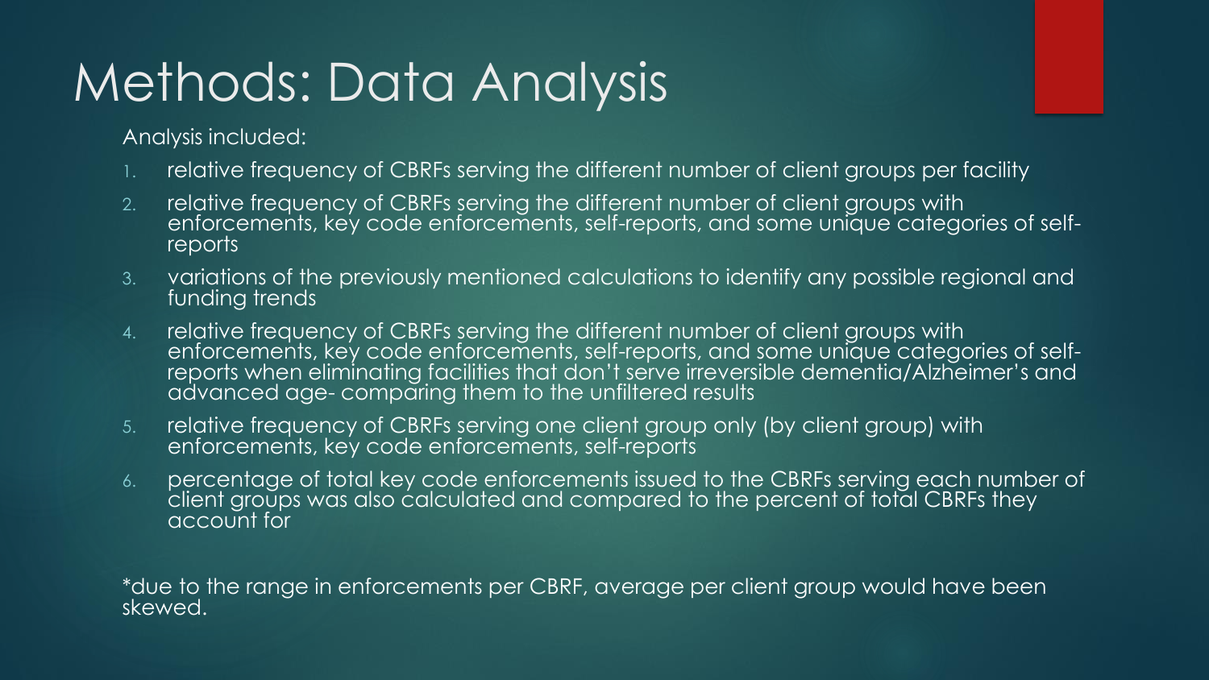# Methods: Data Analysis

Analysis included:

1. relative frequency of CBRFs serving the different number of client groups per facility
2. relative frequency of CBRFs serving the different number of client groups with enforcements, key code enforcements, self-reports, and some unique categories of self-reports
3. variations of the previously mentioned calculations to identify any possible regional and funding trends
4. relative frequency of CBRFs serving the different number of client groups with enforcements, key code enforcements, self-reports, and some unique categories of self-reports when eliminating facilities that don't serve irreversible dementia/Alzheimer's and advanced age- comparing them to the unfiltered results
5. relative frequency of CBRFs serving one client group only (by client group) with enforcements, key code enforcements, self-reports
6. percentage of total key code enforcements issued to the CBRFs serving each number of client groups was also calculated and compared to the percent of total CBRFs they account for

*due to the range in enforcements per CBRF, average per client group would have been skewed.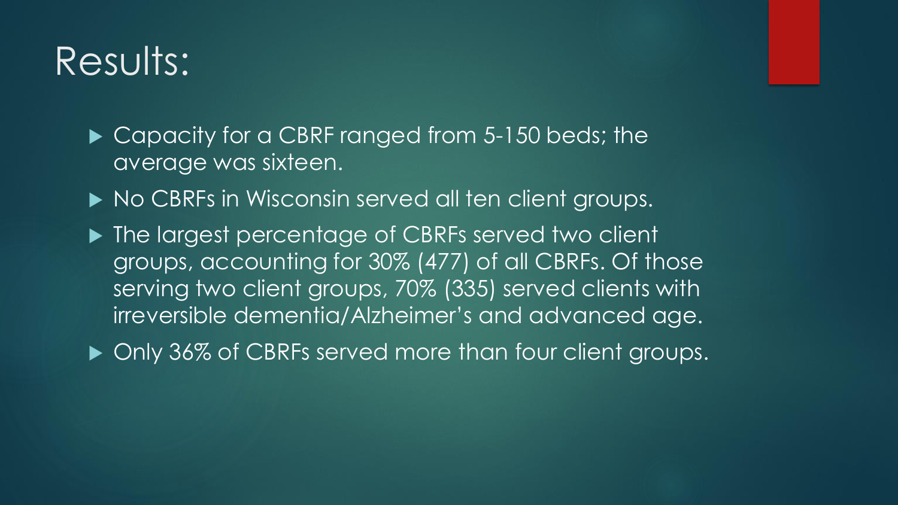# Results:

- Capacity for a CBRF ranged from 5-150 beds; the average was sixteen.
- No CBRFs in Wisconsin served all ten client groups.
- The largest percentage of CBRFs served two client groups, accounting for 30% (477) of all CBRFs. Of those serving two client groups, 70% (335) served clients with irreversible dementia/Alzheimer's and advanced age.
- Only 36% of CBRFs served more than four client groups.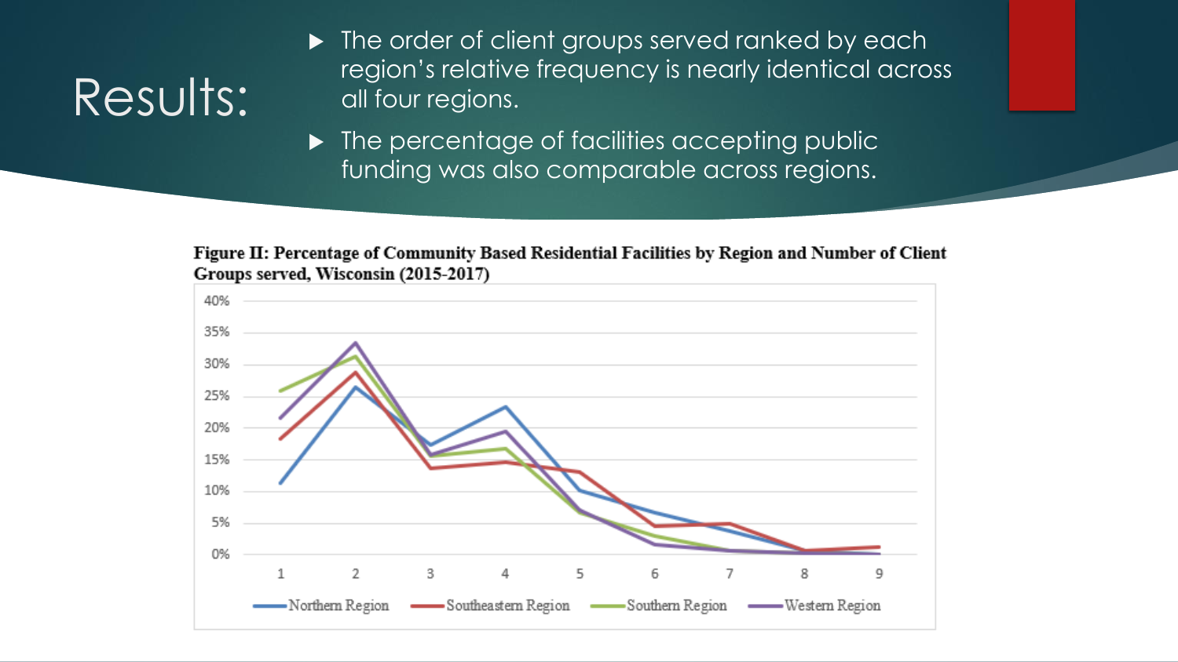# Results:

- The order of client groups served ranked by each region's relative frequency is nearly identical across all four regions.
- The percentage of facilities accepting public funding was also comparable across regions.

**Figure II: Percentage of Community Based Residential Facilities by Region and Number of Client Groups served, Wisconsin (2015-2017)**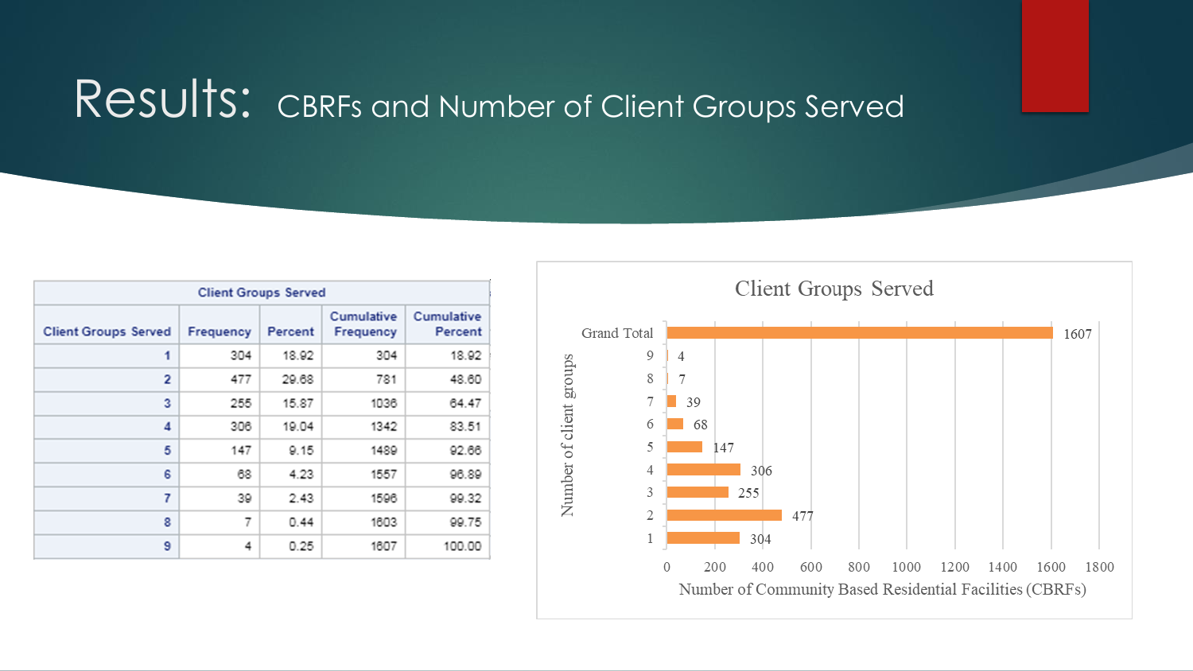# Results: CBRFs and Number of Client Groups Served

| Client Groups Served | Frequency | Percent | Cumulative Frequency | Cumulative Percent |
|---|---|---|---|---|
| 1 | 304 | 18.92 | 304 | 18.92 |
| 2 | 477 | 29.68 | 781 | 48.60 |
| 3 | 255 | 15.87 | 1036 | 64.47 |
| 4 | 306 | 19.04 | 1342 | 83.51 |
| 5 | 147 | 9.15 | 1489 | 92.66 |
| 6 | 68 | 4.23 | 1557 | 96.89 |
| 7 | 39 | 2.43 | 1596 | 99.32 |
| 8 | 7 | 0.44 | 1603 | 99.75 |
| 9 | 4 | 0.25 | 1607 | 100.00 |

**Client Groups Served**

| Number of client groups | Number of Community Based Residential Facilities (CBRFs) |
|---|---|
| Grand Total | 1607 |
| 9 | 4 |
| 8 | 7 |
| 7 | 39 |
| 6 | 68 |
| 5 | 147 |
| 4 | 306 |
| 3 | 255 |
| 2 | 477 |
| 1 | 304 |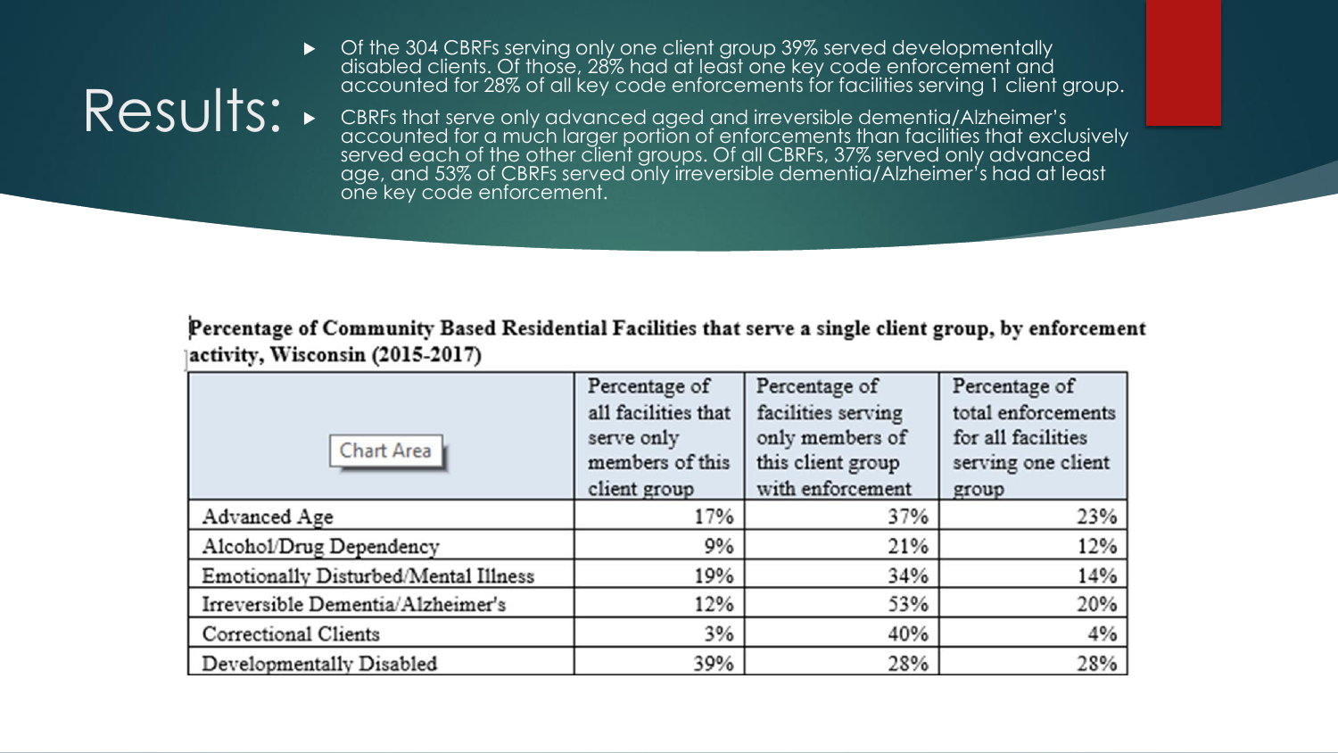# Results:

- Of the 304 CBRFs serving only one client group 39% served developmentally disabled clients. Of those, 28% had at least one key code enforcement and accounted for 28% of all key code enforcements for facilities serving 1 client group.
- CBRFs that serve only advanced aged and irreversible dementia/Alzheimer's accounted for a much larger portion of enforcements than facilities that exclusively served each of the other client groups. Of all CBRFs, 37% served only advanced age, and 53% of CBRFs served only irreversible dementia/Alzheimer's had at least one key code enforcement.

**Percentage of Community Based Residential Facilities that serve a single client group, by enforcement activity, Wisconsin (2015-2017)**

| Chart Area | Percentage of all facilities that serve only members of this client group | Percentage of facilities serving only members of this client group with enforcement | Percentage of total enforcements for all facilities serving one client group |
|---|---|---|---|
| Advanced Age | 17% | 37% | 23% |
| Alcohol/Drug Dependency | 9% | 21% | 12% |
| Emotionally Disturbed/Mental Illness | 19% | 34% | 14% |
| Irreversible Dementia/Alzheimer's | 12% | 53% | 20% |
| Correctional Clients | 3% | 40% | 4% |
| Developmentally Disabled | 39% | 28% | 28% |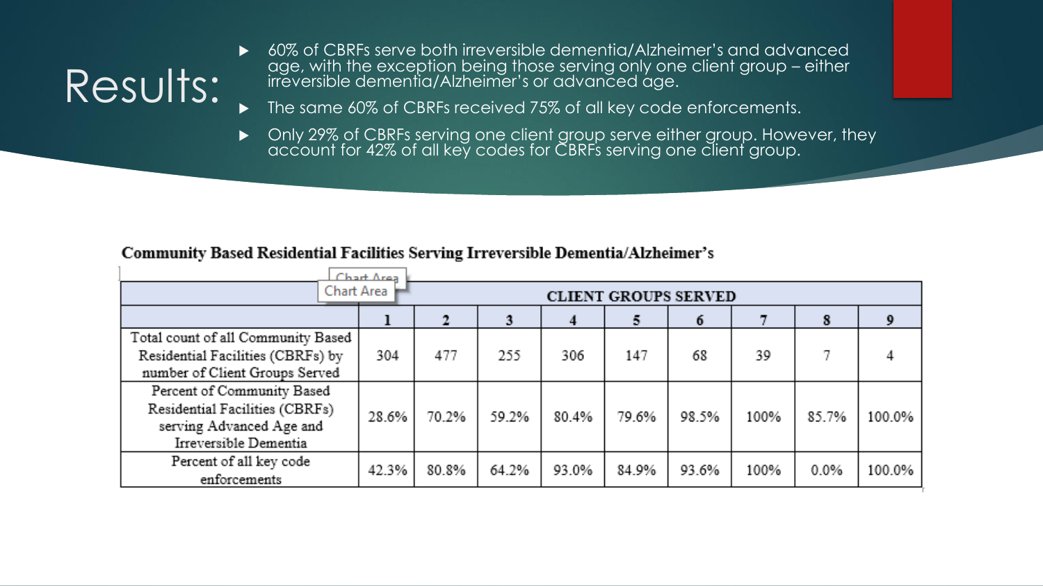# Results:

- 60% of CBRFs serve both irreversible dementia/Alzheimer's and advanced age, with the exception being those serving only one client group – either irreversible dementia/Alzheimer's or advanced age.
- The same 60% of CBRFs received 75% of all key code enforcements.
- Only 29% of CBRFs serving one client group serve either group. However, they account for 42% of all key codes for CBRFs serving one client group.

**Community Based Residential Facilities Serving Irreversible Dementia/Alzheimer's**

| | CLIENT GROUPS SERVED | | | | | | | | |
|---|---|---|---|---|---|---|---|---|---|
| | 1 | 2 | 3 | 4 | 5 | 6 | 7 | 8 | 9 |
| Total count of all Community Based Residential Facilities (CBRFs) by number of Client Groups Served | 304 | 477 | 255 | 306 | 147 | 68 | 39 | 7 | 4 |
| Percent of Community Based Residential Facilities (CBRFs) serving Advanced Age and Irreversible Dementia | 28.6% | 70.2% | 59.2% | 80.4% | 79.6% | 98.5% | 100% | 85.7% | 100.0% |
| Percent of all key code enforcements | 42.3% | 80.8% | 64.2% | 93.0% | 84.9% | 93.6% | 100% | 0.0% | 100.0% |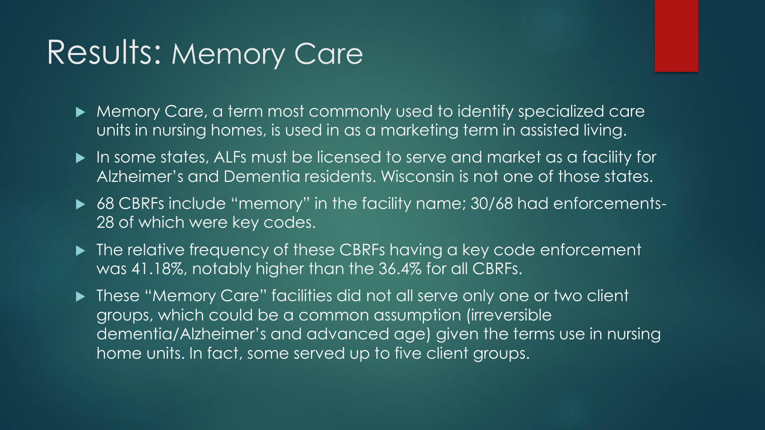# Results: Memory Care

- Memory Care, a term most commonly used to identify specialized care units in nursing homes, is used in as a marketing term in assisted living.
- In some states, ALFs must be licensed to serve and market as a facility for Alzheimer's and Dementia residents. Wisconsin is not one of those states.
- 68 CBRFs include "memory" in the facility name; 30/68 had enforcements- 28 of which were key codes.
- The relative frequency of these CBRFs having a key code enforcement was 41.18%, notably higher than the 36.4% for all CBRFs.
- These "Memory Care" facilities did not all serve only one or two client groups, which could be a common assumption (irreversible dementia/Alzheimer's and advanced age) given the terms use in nursing home units. In fact, some served up to five client groups.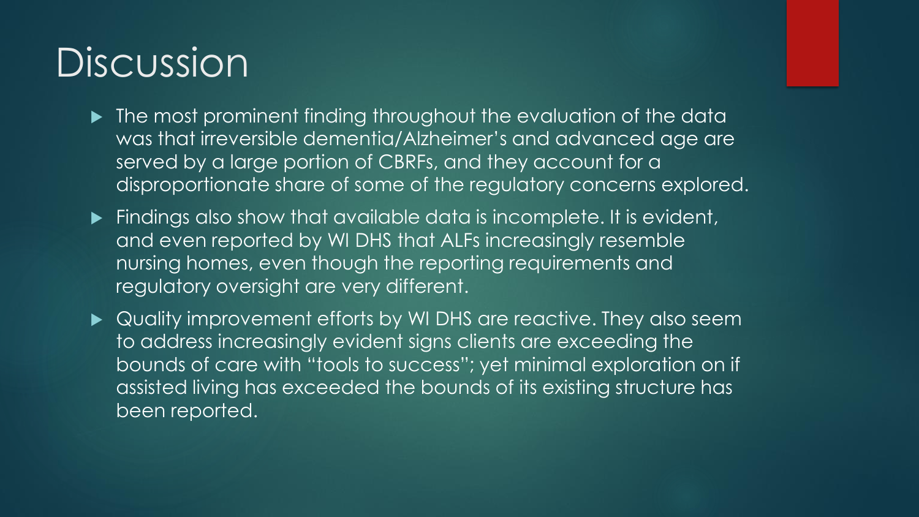# Discussion

- The most prominent finding throughout the evaluation of the data was that irreversible dementia/Alzheimer's and advanced age are served by a large portion of CBRFs, and they account for a disproportionate share of some of the regulatory concerns explored.
- Findings also show that available data is incomplete. It is evident, and even reported by WI DHS that ALFs increasingly resemble nursing homes, even though the reporting requirements and regulatory oversight are very different.
- Quality improvement efforts by WI DHS are reactive. They also seem to address increasingly evident signs clients are exceeding the bounds of care with "tools to success"; yet minimal exploration on if assisted living has exceeded the bounds of its existing structure has been reported.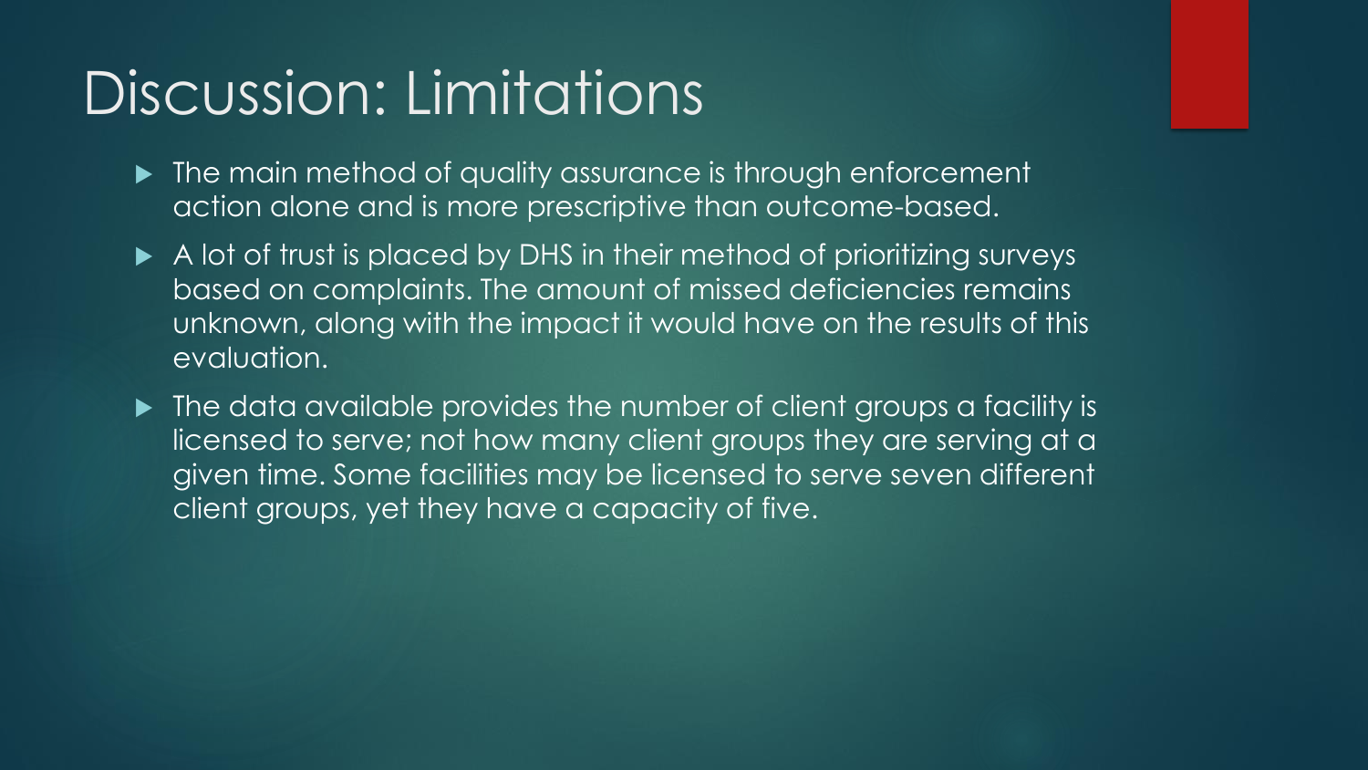# Discussion: Limitations

- The main method of quality assurance is through enforcement action alone and is more prescriptive than outcome-based.
- A lot of trust is placed by DHS in their method of prioritizing surveys based on complaints. The amount of missed deficiencies remains unknown, along with the impact it would have on the results of this evaluation.
- The data available provides the number of client groups a facility is licensed to serve; not how many client groups they are serving at a given time. Some facilities may be licensed to serve seven different client groups, yet they have a capacity of five.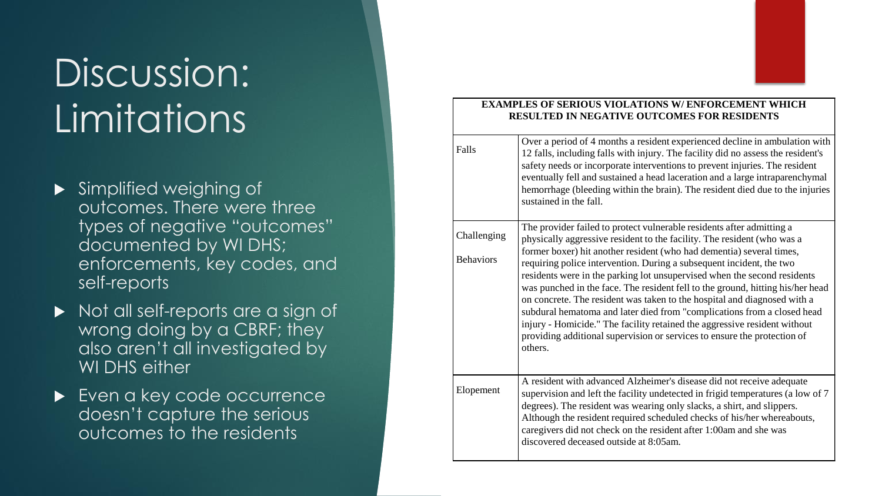# Discussion: Limitations

- Simplified weighing of outcomes. There were three types of negative "outcomes" documented by WI DHS; enforcements, key codes, and self-reports
- Not all self-reports are a sign of wrong doing by a CBRF; they also aren't all investigated by WI DHS either
- Even a key code occurrence doesn't capture the serious outcomes to the residents

| EXAMPLES OF SERIOUS VIOLATIONS W/ ENFORCEMENT WHICH RESULTED IN NEGATIVE OUTCOMES FOR RESIDENTS | |
|---|---|
| Falls | Over a period of 4 months a resident experienced decline in ambulation with 12 falls, including falls with injury. The facility did no assess the resident's safety needs or incorporate interventions to prevent injuries. The resident eventually fell and sustained a head laceration and a large intraparenchymal hemorrhage (bleeding within the brain). The resident died due to the injuries sustained in the fall. |
| Challenging Behaviors | The provider failed to protect vulnerable residents after admitting a physically aggressive resident to the facility. The resident (who was a former boxer) hit another resident (who had dementia) several times, requiring police intervention. During a subsequent incident, the two residents were in the parking lot unsupervised when the second residents was punched in the face. The resident fell to the ground, hitting his/her head on concrete. The resident was taken to the hospital and diagnosed with a subdural hematoma and later died from "complications from a closed head injury - Homicide." The facility retained the aggressive resident without providing additional supervision or services to ensure the protection of others. |
| Elopement | A resident with advanced Alzheimer's disease did not receive adequate supervision and left the facility undetected in frigid temperatures (a low of 7 degrees). The resident was wearing only slacks, a shirt, and slippers. Although the resident required scheduled checks of his/her whereabouts, caregivers did not check on the resident after 1:00am and she was discovered deceased outside at 8:05am. |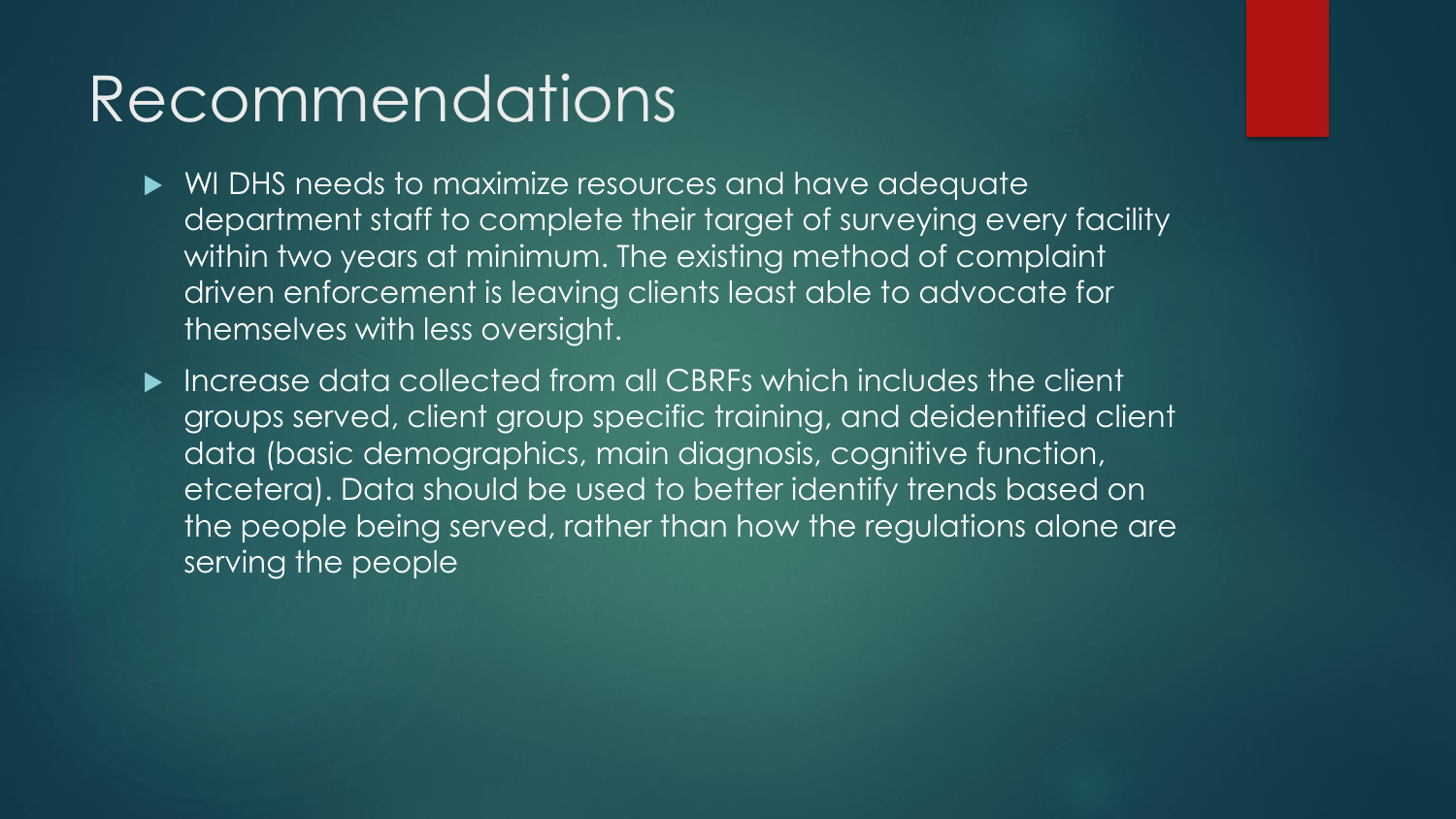# Recommendations

- WI DHS needs to maximize resources and have adequate department staff to complete their target of surveying every facility within two years at minimum. The existing method of complaint driven enforcement is leaving clients least able to advocate for themselves with less oversight.
- Increase data collected from all CBRFs which includes the client groups served, client group specific training, and deidentified client data (basic demographics, main diagnosis, cognitive function, etcetera). Data should be used to better identify trends based on the people being served, rather than how the regulations alone are serving the people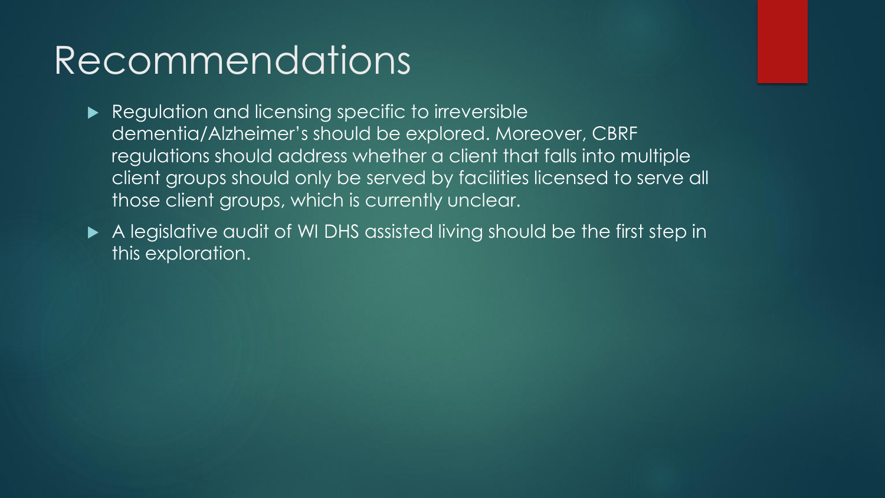# Recommendations

- Regulation and licensing specific to irreversible dementia/Alzheimer's should be explored. Moreover, CBRF regulations should address whether a client that falls into multiple client groups should only be served by facilities licensed to serve all those client groups, which is currently unclear.
- A legislative audit of WI DHS assisted living should be the first step in this exploration.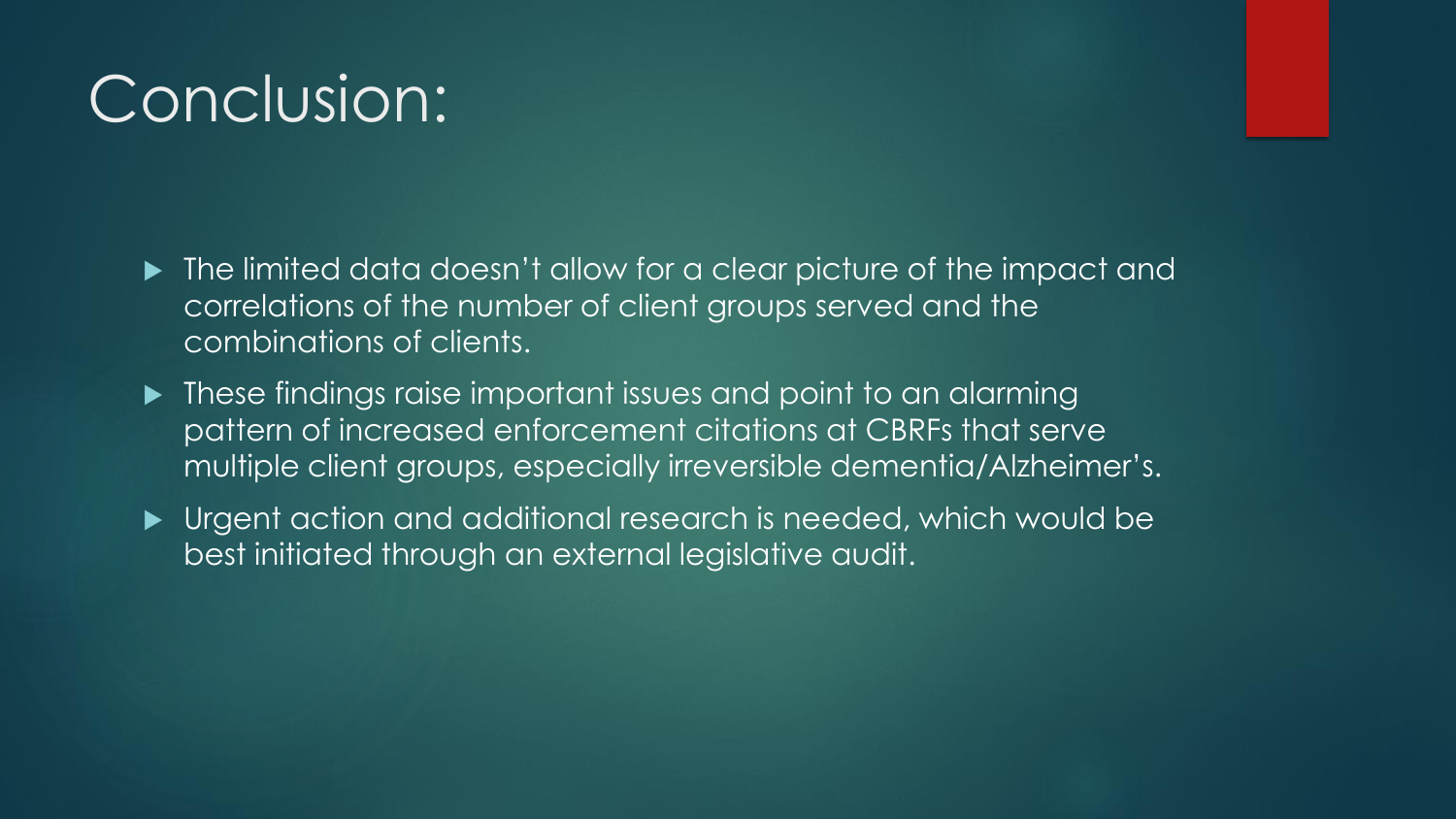# Conclusion:

- The limited data doesn't allow for a clear picture of the impact and correlations of the number of client groups served and the combinations of clients.
- These findings raise important issues and point to an alarming pattern of increased enforcement citations at CBRFs that serve multiple client groups, especially irreversible dementia/Alzheimer's.
- Urgent action and additional research is needed, which would be best initiated through an external legislative audit.